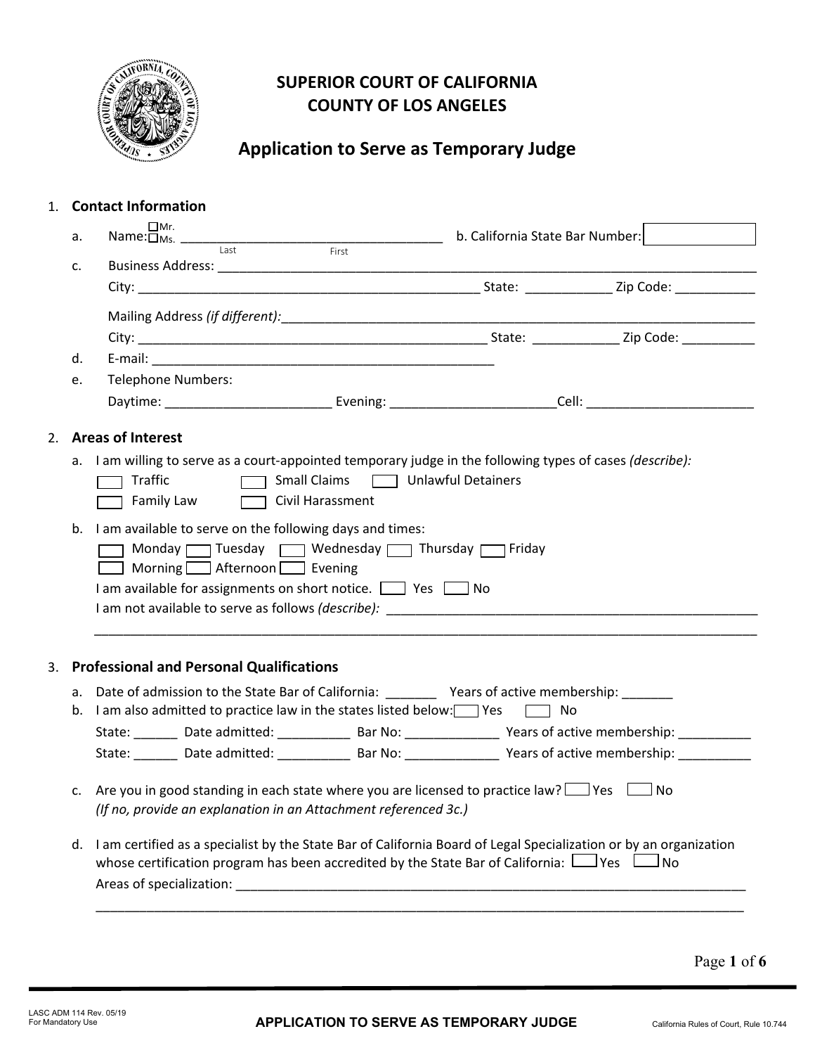# SUPERIOR COURT OF CALIFORNIA
# COUNTY OF LOS ANGELES

## Application to Serve as Temporary Judge

1. **Contact Information**

   a. Name: ☐ Mr. ☐ Ms. ____________________________________ b. California State Bar Number: __________
      Last First

   c. Business Address: ______________________________________________________________________

      City: _______________________________________________ State: ____________ Zip Code: ___________

      Mailing Address *(if different)*:_______________________________________________________________

      City: _______________________________________________ State: ____________ Zip Code: ___________

   d. E-mail: _______________________________________________

   e. Telephone Numbers:

      Daytime: ______________________ Evening: ______________________ Cell: ______________________

2. **Areas of Interest**

   a. I am willing to serve as a court-appointed temporary judge in the following types of cases *(describe)*:

      ☐ Traffic ☐ Small Claims ☐ Unlawful Detainers
      ☐ Family Law ☐ Civil Harassment

   b. I am available to serve on the following days and times:

      ☐ Monday ☐ Tuesday ☐ Wednesday ☐ Thursday ☐ Friday
      ☐ Morning ☐ Afternoon ☐ Evening

      I am available for assignments on short notice. ☐ Yes ☐ No

      I am not available to serve as follows *(describe)*: ____________________________________________

      ______________________________________________________________________________________

3. **Professional and Personal Qualifications**

   a. Date of admission to the State Bar of California: _______ Years of active membership: _______

   b. I am also admitted to practice law in the states listed below: ☐ Yes ☐ No

      State: ______ Date admitted: __________ Bar No: _____________ Years of active membership: __________

      State: ______ Date admitted: __________ Bar No: _____________ Years of active membership: __________

   c. Are you in good standing in each state where you are licensed to practice law? ☐ Yes ☐ No
      *(If no, provide an explanation in an Attachment referenced 3c.)*

   d. I am certified as a specialist by the State Bar of California Board of Legal Specialization or by an organization whose certification program has been accredited by the State Bar of California: ☐ Yes ☐ No

      Areas of specialization: _________________________________________________________________

      ______________________________________________________________________________________

LASC ADM 114 Rev. 05/19
For Mandatory Use

APPLICATION TO SERVE AS TEMPORARY JUDGE

California Rules of Court, Rule 10.744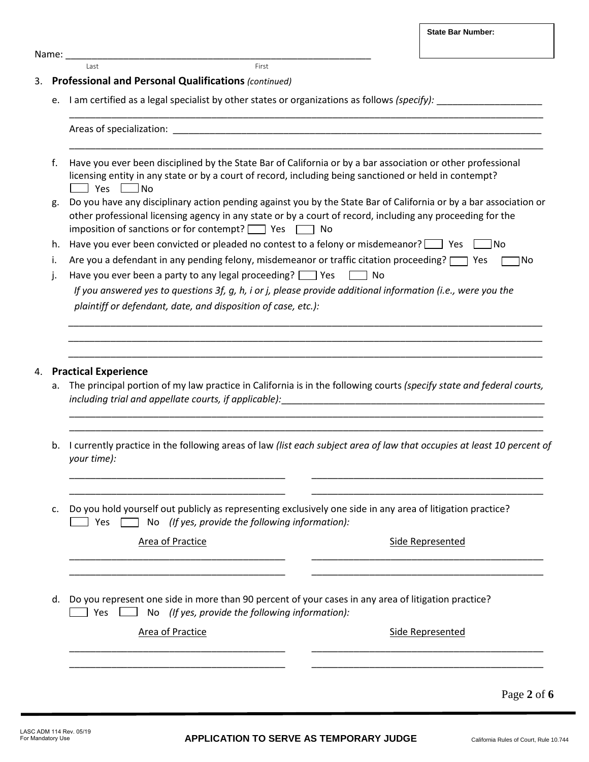**State Bar Number:**

Name: \_\_\_\_\_\_\_\_\_\_\_\_\_\_\_\_\_\_\_\_\_\_\_\_\_\_\_\_\_\_\_\_\_\_\_\_\_\_\_\_\_\_\_\_
Last First

3. **Professional and Personal Qualifications** *(continued)*

   e. I am certified as a legal specialist by other states or organizations as follows *(specify):* \_\_\_\_\_\_\_\_\_\_\_\_\_\_\_\_\_\_\_\_

   \_\_\_\_\_\_\_\_\_\_\_\_\_\_\_\_\_\_\_\_\_\_\_\_\_\_\_\_\_\_\_\_\_\_\_\_\_\_\_\_\_\_\_\_\_\_\_\_\_\_\_\_\_\_\_\_\_\_\_\_\_\_\_\_

   Areas of specialization: \_\_\_\_\_\_\_\_\_\_\_\_\_\_\_\_\_\_\_\_\_\_\_\_\_\_\_\_\_\_\_\_\_\_\_\_\_\_\_\_\_\_\_\_\_\_\_\_\_\_\_\_

   \_\_\_\_\_\_\_\_\_\_\_\_\_\_\_\_\_\_\_\_\_\_\_\_\_\_\_\_\_\_\_\_\_\_\_\_\_\_\_\_\_\_\_\_\_\_\_\_\_\_\_\_\_\_\_\_\_\_\_\_\_\_\_\_

   f. Have you ever been disciplined by the State Bar of California or by a bar association or other professional licensing entity in any state or by a court of record, including being sanctioned or held in contempt?
   ☐ Yes ☐ No

   g. Do you have any disciplinary action pending against you by the State Bar of California or by a bar association or other professional licensing agency in any state or by a court of record, including any proceeding for the imposition of sanctions or for contempt? ☐ Yes ☐ No

   h. Have you ever been convicted or pleaded no contest to a felony or misdemeanor? ☐ Yes ☐ No

   i. Are you a defendant in any pending felony, misdemeanor or traffic citation proceeding? ☐ Yes ☐ No

   j. Have you ever been a party to any legal proceeding? ☐ Yes ☐ No

   *If you answered yes to questions 3f, g, h, i or j, please provide additional information (i.e., were you the plaintiff or defendant, date, and disposition of case, etc.):*

   \_\_\_\_\_\_\_\_\_\_\_\_\_\_\_\_\_\_\_\_\_\_\_\_\_\_\_\_\_\_\_\_\_\_\_\_\_\_\_\_\_\_\_\_\_\_\_\_\_\_\_\_\_\_\_\_\_\_\_\_\_\_\_\_

   \_\_\_\_\_\_\_\_\_\_\_\_\_\_\_\_\_\_\_\_\_\_\_\_\_\_\_\_\_\_\_\_\_\_\_\_\_\_\_\_\_\_\_\_\_\_\_\_\_\_\_\_\_\_\_\_\_\_\_\_\_\_\_\_

   \_\_\_\_\_\_\_\_\_\_\_\_\_\_\_\_\_\_\_\_\_\_\_\_\_\_\_\_\_\_\_\_\_\_\_\_\_\_\_\_\_\_\_\_\_\_\_\_\_\_\_\_\_\_\_\_\_\_\_\_\_\_\_\_

4. **Practical Experience**

   a. The principal portion of my law practice in California is in the following courts *(specify state and federal courts, including trial and appellate courts, if applicable):*\_\_\_\_\_\_\_\_\_\_\_\_\_\_\_\_\_\_\_\_\_\_\_\_\_\_\_\_\_\_\_\_\_\_\_\_

   \_\_\_\_\_\_\_\_\_\_\_\_\_\_\_\_\_\_\_\_\_\_\_\_\_\_\_\_\_\_\_\_\_\_\_\_\_\_\_\_\_\_\_\_\_\_\_\_\_\_\_\_\_\_\_\_\_\_\_\_\_\_\_\_

   \_\_\_\_\_\_\_\_\_\_\_\_\_\_\_\_\_\_\_\_\_\_\_\_\_\_\_\_\_\_\_\_\_\_\_\_\_\_\_\_\_\_\_\_\_\_\_\_\_\_\_\_\_\_\_\_\_\_\_\_\_\_\_\_

   b. I currently practice in the following areas of law *(list each subject area of law that occupies at least 10 percent of your time):*

   \_\_\_\_\_\_\_\_\_\_\_\_\_\_\_\_\_\_\_\_\_\_\_\_\_\_\_\_\_\_ \_\_\_\_\_\_\_\_\_\_\_\_\_\_\_\_\_\_\_\_\_\_\_\_\_\_\_\_\_\_

   \_\_\_\_\_\_\_\_\_\_\_\_\_\_\_\_\_\_\_\_\_\_\_\_\_\_\_\_\_\_ \_\_\_\_\_\_\_\_\_\_\_\_\_\_\_\_\_\_\_\_\_\_\_\_\_\_\_\_\_\_

   c. Do you hold yourself out publicly as representing exclusively one side in any area of litigation practice?
   ☐ Yes ☐ No *(If yes, provide the following information):*

   | Area of Practice | Side Represented |
   |---|---|
   | | |
   | | |

   d. Do you represent one side in more than 90 percent of your cases in any area of litigation practice?
   ☐ Yes ☐ No *(If yes, provide the following information):*

   | Area of Practice | Side Represented |
   |---|---|
   | | |
   | | |

LASC ADM 114 Rev. 05/19
For Mandatory Use

**APPLICATION TO SERVE AS TEMPORARY JUDGE**

California Rules of Court, Rule 10.744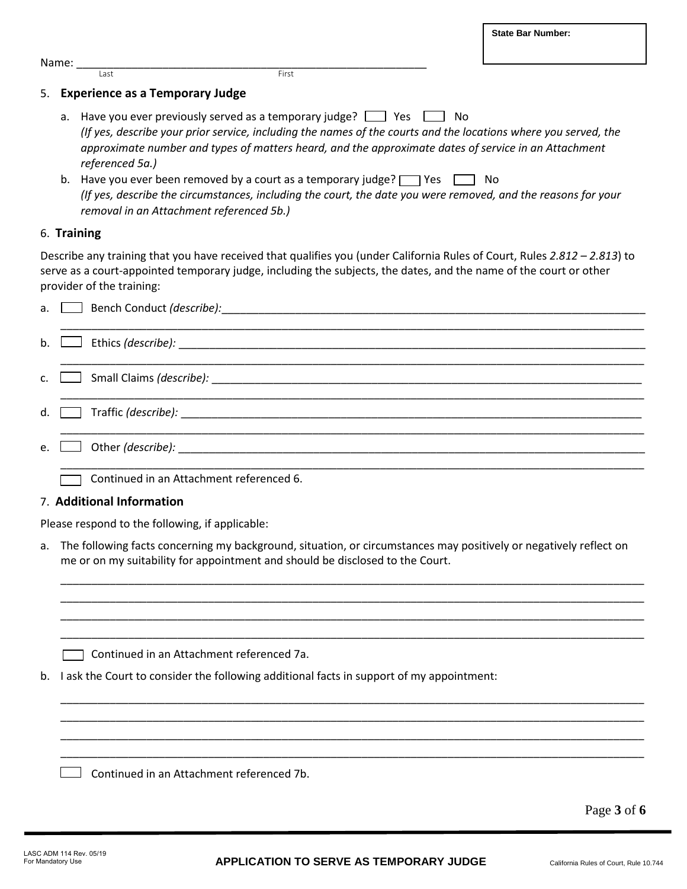**State Bar Number:**

Name: ______________________________________________
Last First

## 5. Experience as a Temporary Judge

a. Have you ever previously served as a temporary judge? ☐ Yes ☐ No
*(If yes, describe your prior service, including the names of the courts and the locations where you served, the approximate number and types of matters heard, and the approximate dates of service in an Attachment referenced 5a.)*

b. Have you ever been removed by a court as a temporary judge? ☐ Yes ☐ No
*(If yes, describe the circumstances, including the court, the date you were removed, and the reasons for your removal in an Attachment referenced 5b.)*

## 6. Training

Describe any training that you have received that qualifies you (under California Rules of Court, Rules *2.812 – 2.813*) to serve as a court-appointed temporary judge, including the subjects, the dates, and the name of the court or other provider of the training:

a. ☐ Bench Conduct *(describe):* ______________________________________________
______________________________________________

b. ☐ Ethics *(describe):* ______________________________________________
______________________________________________

c. ☐ Small Claims *(describe):* ______________________________________________
______________________________________________

d. ☐ Traffic *(describe):* ______________________________________________
______________________________________________

e. ☐ Other *(describe):* ______________________________________________
______________________________________________

☐ Continued in an Attachment referenced 6.

## 7. Additional Information

Please respond to the following, if applicable:

a. The following facts concerning my background, situation, or circumstances may positively or negatively reflect on me or on my suitability for appointment and should be disclosed to the Court.

______________________________________________
______________________________________________
______________________________________________
______________________________________________

☐ Continued in an Attachment referenced 7a.

b. I ask the Court to consider the following additional facts in support of my appointment:

______________________________________________
______________________________________________
______________________________________________
______________________________________________

☐ Continued in an Attachment referenced 7b.

LASC ADM 114 Rev. 05/19
For Mandatory Use

**APPLICATION TO SERVE AS TEMPORARY JUDGE**

California Rules of Court, Rule 10.744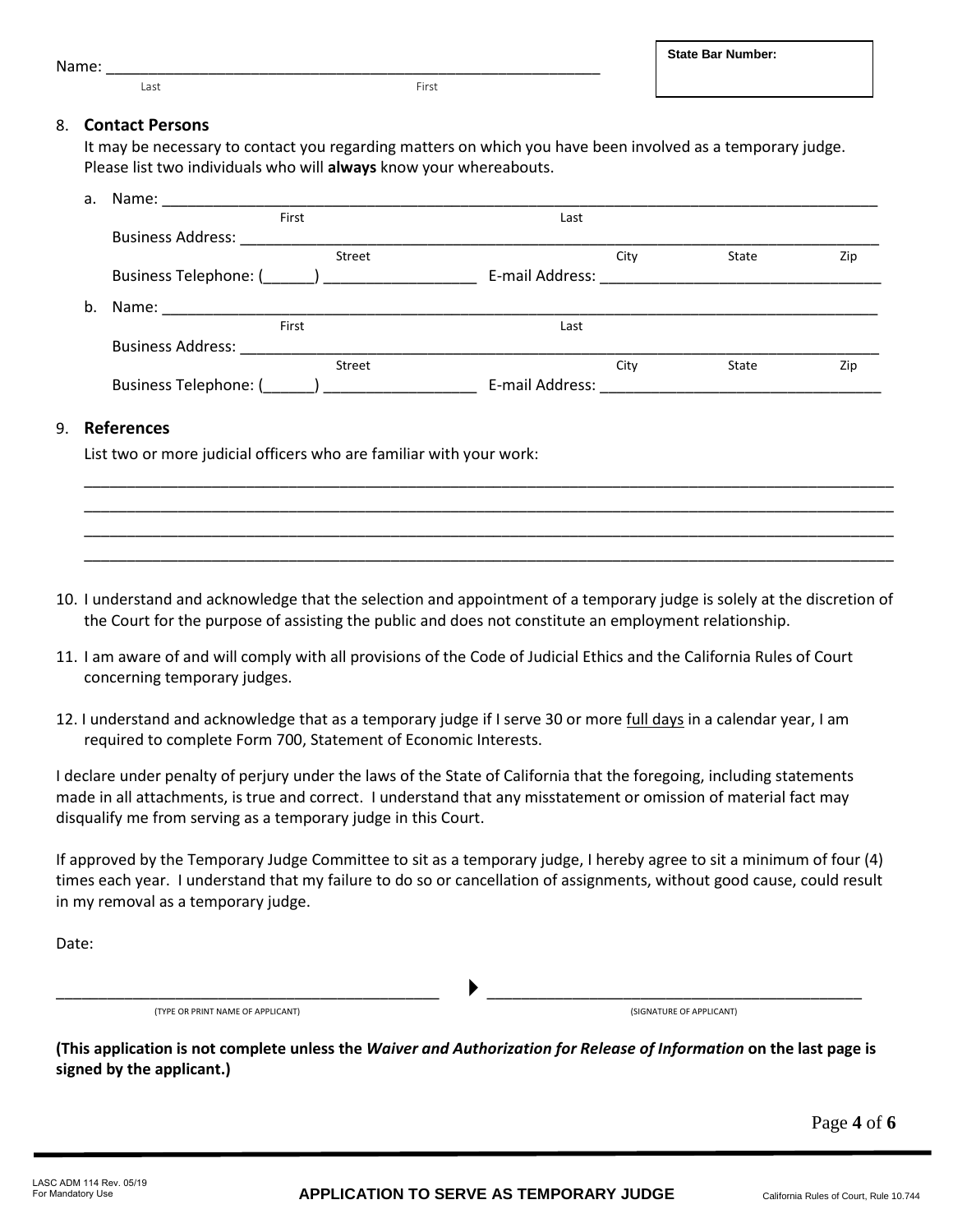Name: ___________________________________________________________
Last First

**State Bar Number:**

8. **Contact Persons**

   It may be necessary to contact you regarding matters on which you have been involved as a temporary judge. Please list two individuals who will **always** know your whereabouts.

   a. Name: ___________________________________________________________
      First Last

      Business Address: ___________________________________________________________
      Street City State Zip

      Business Telephone: (______) __________________ E-mail Address: _________________________________

   b. Name: ___________________________________________________________
      First Last

      Business Address: ___________________________________________________________
      Street City State Zip

      Business Telephone: (______) __________________ E-mail Address: _________________________________

9. **References**

   List two or more judicial officers who are familiar with your work:

   ___________________________________________________________________________________________

   ___________________________________________________________________________________________

   ___________________________________________________________________________________________

   ___________________________________________________________________________________________

10. I understand and acknowledge that the selection and appointment of a temporary judge is solely at the discretion of the Court for the purpose of assisting the public and does not constitute an employment relationship.

11. I am aware of and will comply with all provisions of the Code of Judicial Ethics and the California Rules of Court concerning temporary judges.

12. I understand and acknowledge that as a temporary judge if I serve 30 or more full days in a calendar year, I am required to complete Form 700, Statement of Economic Interests.

I declare under penalty of perjury under the laws of the State of California that the foregoing, including statements made in all attachments, is true and correct. I understand that any misstatement or omission of material fact may disqualify me from serving as a temporary judge in this Court.

If approved by the Temporary Judge Committee to sit as a temporary judge, I hereby agree to sit a minimum of four (4) times each year. I understand that my failure to do so or cancellation of assignments, without good cause, could result in my removal as a temporary judge.

Date:

_____________________________________________ ▶ _____________________________________________
(TYPE OR PRINT NAME OF APPLICANT) (SIGNATURE OF APPLICANT)

**(This application is not complete unless the *Waiver and Authorization for Release of Information* on the last page is signed by the applicant.)**

LASC ADM 114 Rev. 05/19
For Mandatory Use

**APPLICATION TO SERVE AS TEMPORARY JUDGE**

California Rules of Court, Rule 10.744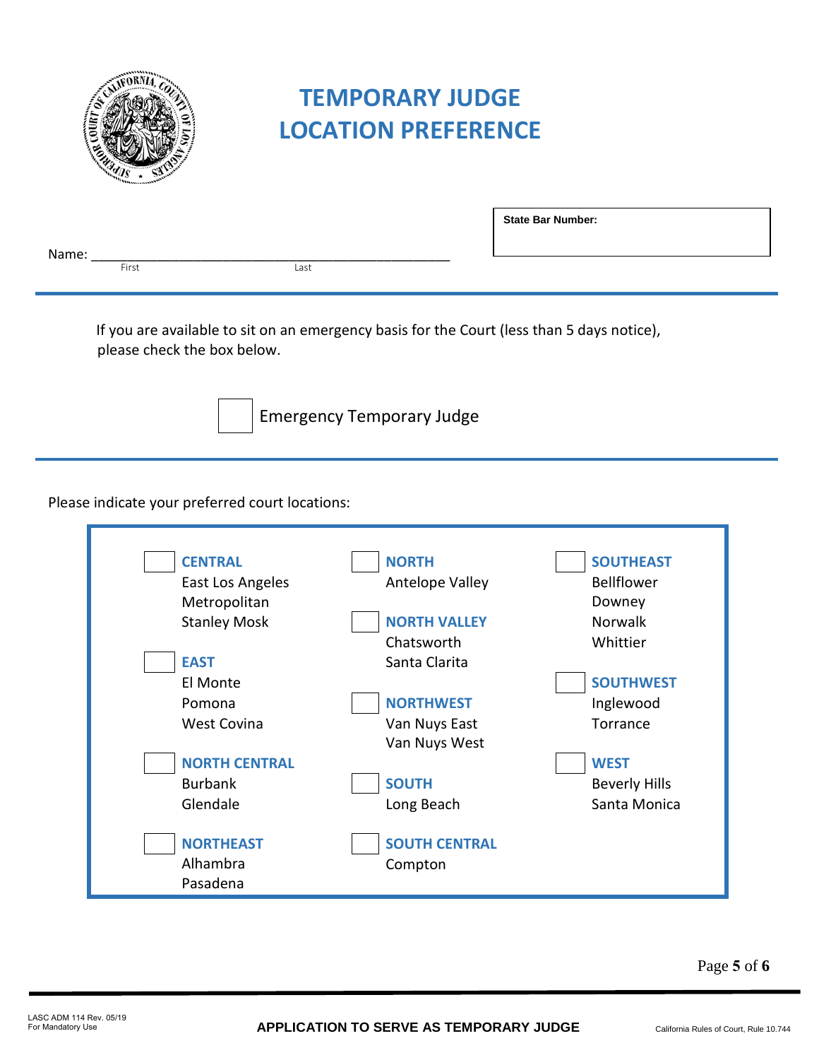# TEMPORARY JUDGE LOCATION PREFERENCE

**State Bar Number:**

Name: ______________________________________________
First Last

If you are available to sit on an emergency basis for the Court (less than 5 days notice), please check the box below.

☐ Emergency Temporary Judge

Please indicate your preferred court locations:

☐ **CENTRAL**
East Los Angeles
Metropolitan
Stanley Mosk

☐ **EAST**
El Monte
Pomona
West Covina

☐ **NORTH CENTRAL**
Burbank
Glendale

☐ **NORTHEAST**
Alhambra
Pasadena

☐ **NORTH**
Antelope Valley

☐ **NORTH VALLEY**
Chatsworth
Santa Clarita

☐ **NORTHWEST**
Van Nuys East
Van Nuys West

☐ **SOUTH**
Long Beach

☐ **SOUTH CENTRAL**
Compton

☐ **SOUTHEAST**
Bellflower
Downey
Norwalk
Whittier

☐ **SOUTHWEST**
Inglewood
Torrance

☐ **WEST**
Beverly Hills
Santa Monica

LASC ADM 114 Rev. 05/19
For Mandatory Use

**APPLICATION TO SERVE AS TEMPORARY JUDGE**

California Rules of Court, Rule 10.744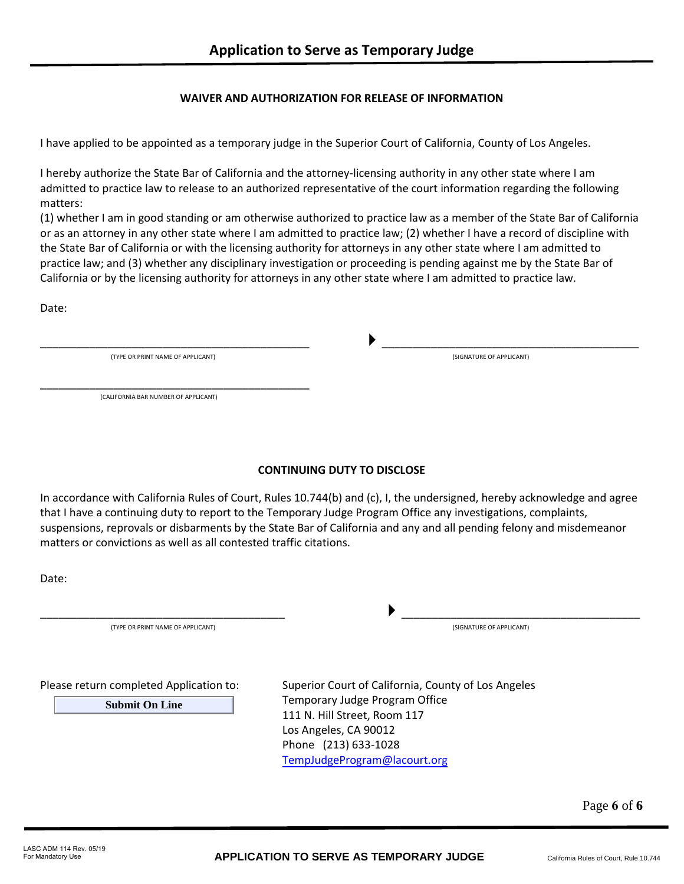# Application to Serve as Temporary Judge

## WAIVER AND AUTHORIZATION FOR RELEASE OF INFORMATION

I have applied to be appointed as a temporary judge in the Superior Court of California, County of Los Angeles.

I hereby authorize the State Bar of California and the attorney-licensing authority in any other state where I am admitted to practice law to release to an authorized representative of the court information regarding the following matters:
(1) whether I am in good standing or am otherwise authorized to practice law as a member of the State Bar of California or as an attorney in any other state where I am admitted to practice law; (2) whether I have a record of discipline with the State Bar of California or with the licensing authority for attorneys in any other state where I am admitted to practice law; and (3) whether any disciplinary investigation or proceeding is pending against me by the State Bar of California or by the licensing authority for attorneys in any other state where I am admitted to practice law.

Date:

_______________________________________________ ▶ _______________________________________________

(TYPE OR PRINT NAME OF APPLICANT) (SIGNATURE OF APPLICANT)

_______________________________________________

(CALIFORNIA BAR NUMBER OF APPLICANT)

## CONTINUING DUTY TO DISCLOSE

In accordance with California Rules of Court, Rules 10.744(b) and (c), I, the undersigned, hereby acknowledge and agree that I have a continuing duty to report to the Temporary Judge Program Office any investigations, complaints, suspensions, reprovals or disbarments by the State Bar of California and any and all pending felony and misdemeanor matters or convictions as well as all contested traffic citations.

Date:

_______________________________________________ ▶ _______________________________________________

(TYPE OR PRINT NAME OF APPLICANT) (SIGNATURE OF APPLICANT)

Please return completed Application to:

**Submit On Line**

Superior Court of California, County of Los Angeles
Temporary Judge Program Office
111 N. Hill Street, Room 117
Los Angeles, CA 90012
Phone (213) 633-1028
TempJudgeProgram@lacourt.org

LASC ADM 114 Rev. 05/19
For Mandatory Use

**APPLICATION TO SERVE AS TEMPORARY JUDGE**

California Rules of Court, Rule 10.744